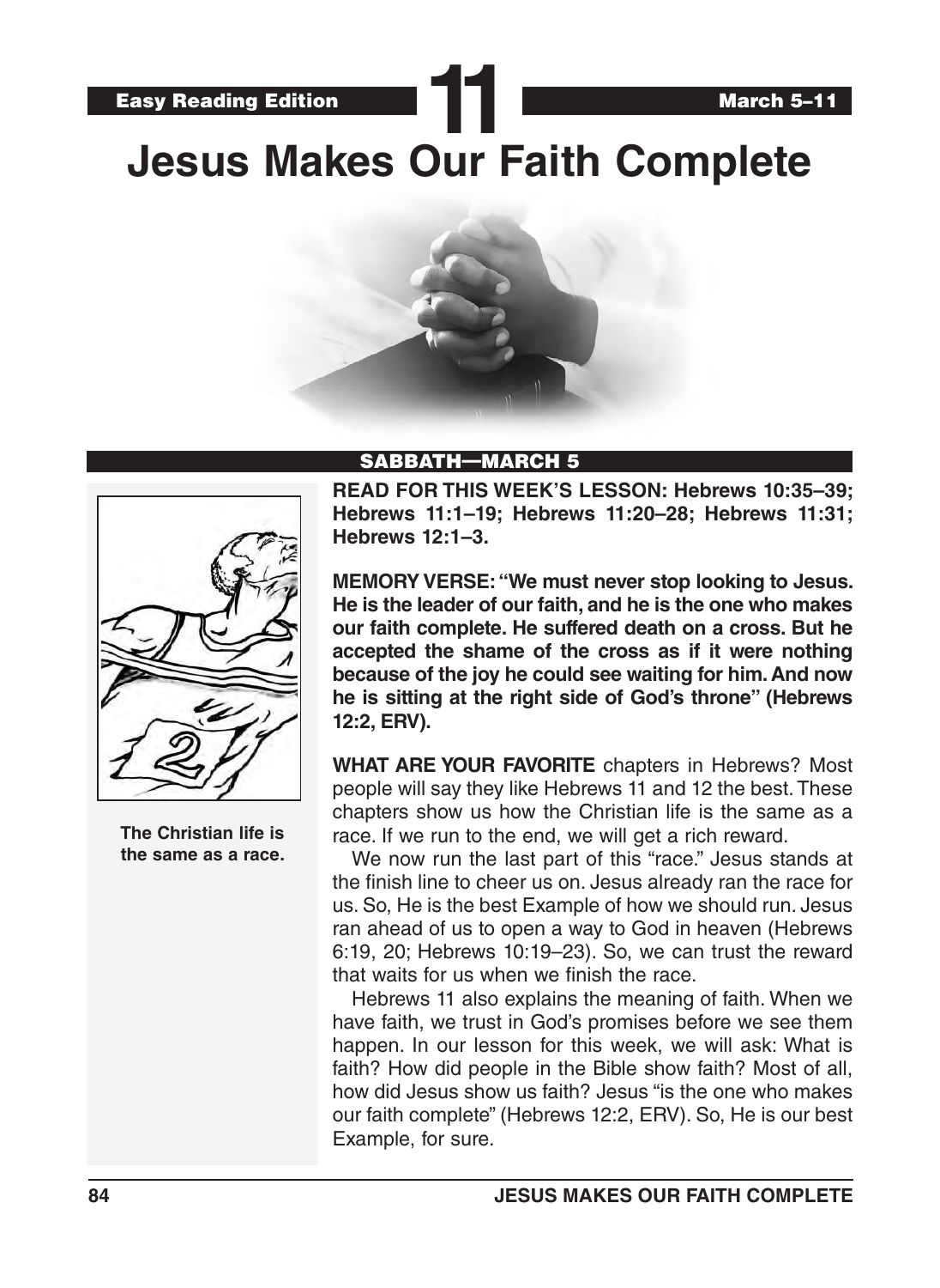Easy Reading Edition

# 11

March 5–11

# Jesus Makes Our Faith Complete

## SABBATH—MARCH 5

**The Christian life is the same as a race.**

**READ FOR THIS WEEK'S LESSON: Hebrews 10:35–39; Hebrews 11:1–19; Hebrews 11:20–28; Hebrews 11:31; Hebrews 12:1–3.**

**MEMORY VERSE: "We must never stop looking to Jesus. He is the leader of our faith, and he is the one who makes our faith complete. He suffered death on a cross. But he accepted the shame of the cross as if it were nothing because of the joy he could see waiting for him. And now he is sitting at the right side of God's throne" (Hebrews 12:2, ERV).**

**WHAT ARE YOUR FAVORITE** chapters in Hebrews? Most people will say they like Hebrews 11 and 12 the best. These chapters show us how the Christian life is the same as a race. If we run to the end, we will get a rich reward.

We now run the last part of this "race." Jesus stands at the finish line to cheer us on. Jesus already ran the race for us. So, He is the best Example of how we should run. Jesus ran ahead of us to open a way to God in heaven (Hebrews 6:19, 20; Hebrews 10:19–23). So, we can trust the reward that waits for us when we finish the race.

Hebrews 11 also explains the meaning of faith. When we have faith, we trust in God's promises before we see them happen. In our lesson for this week, we will ask: What is faith? How did people in the Bible show faith? Most of all, how did Jesus show us faith? Jesus "is the one who makes our faith complete" (Hebrews 12:2, ERV). So, He is our best Example, for sure.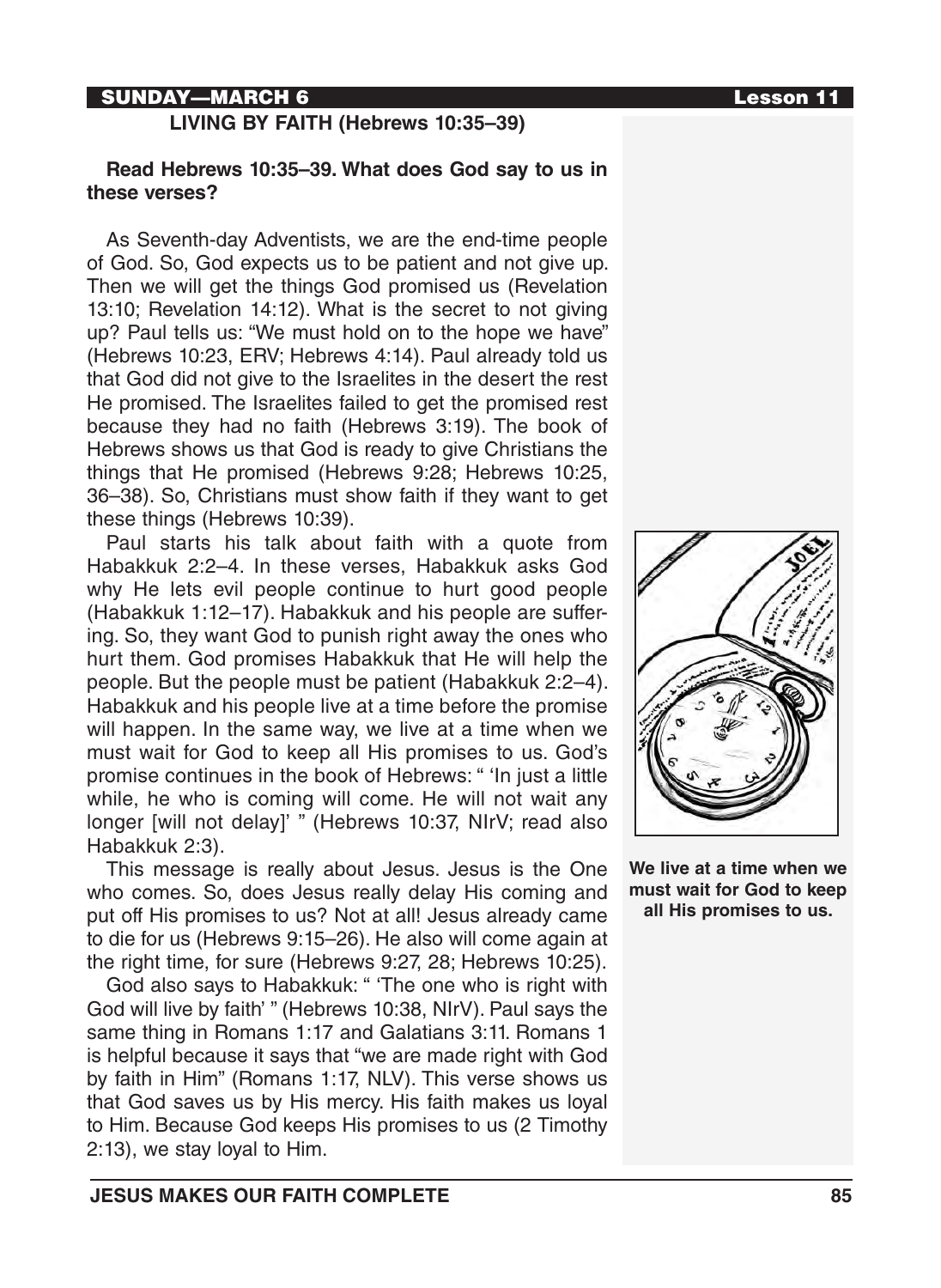## LIVING BY FAITH (Hebrews 10:35–39)

**Read Hebrews 10:35–39. What does God say to us in these verses?**

As Seventh-day Adventists, we are the end-time people of God. So, God expects us to be patient and not give up. Then we will get the things God promised us (Revelation 13:10; Revelation 14:12). What is the secret to not giving up? Paul tells us: "We must hold on to the hope we have" (Hebrews 10:23, ERV; Hebrews 4:14). Paul already told us that God did not give to the Israelites in the desert the rest He promised. The Israelites failed to get the promised rest because they had no faith (Hebrews 3:19). The book of Hebrews shows us that God is ready to give Christians the things that He promised (Hebrews 9:28; Hebrews 10:25, 36–38). So, Christians must show faith if they want to get these things (Hebrews 10:39).

Paul starts his talk about faith with a quote from Habakkuk 2:2–4. In these verses, Habakkuk asks God why He lets evil people continue to hurt good people (Habakkuk 1:12–17). Habakkuk and his people are suffering. So, they want God to punish right away the ones who hurt them. God promises Habakkuk that He will help the people. But the people must be patient (Habakkuk 2:2–4). Habakkuk and his people live at a time before the promise will happen. In the same way, we live at a time when we must wait for God to keep all His promises to us. God's promise continues in the book of Hebrews: " 'In just a little while, he who is coming will come. He will not wait any longer [will not delay]' " (Hebrews 10:37, NIrV; read also Habakkuk 2:3).

This message is really about Jesus. Jesus is the One who comes. So, does Jesus really delay His coming and put off His promises to us? Not at all! Jesus already came to die for us (Hebrews 9:15–26). He also will come again at the right time, for sure (Hebrews 9:27, 28; Hebrews 10:25).

God also says to Habakkuk: " 'The one who is right with God will live by faith' " (Hebrews 10:38, NIrV). Paul says the same thing in Romans 1:17 and Galatians 3:11. Romans 1 is helpful because it says that "we are made right with God by faith in Him" (Romans 1:17, NLV). This verse shows us that God saves us by His mercy. His faith makes us loyal to Him. Because God keeps His promises to us (2 Timothy 2:13), we stay loyal to Him.

**We live at a time when we must wait for God to keep all His promises to us.**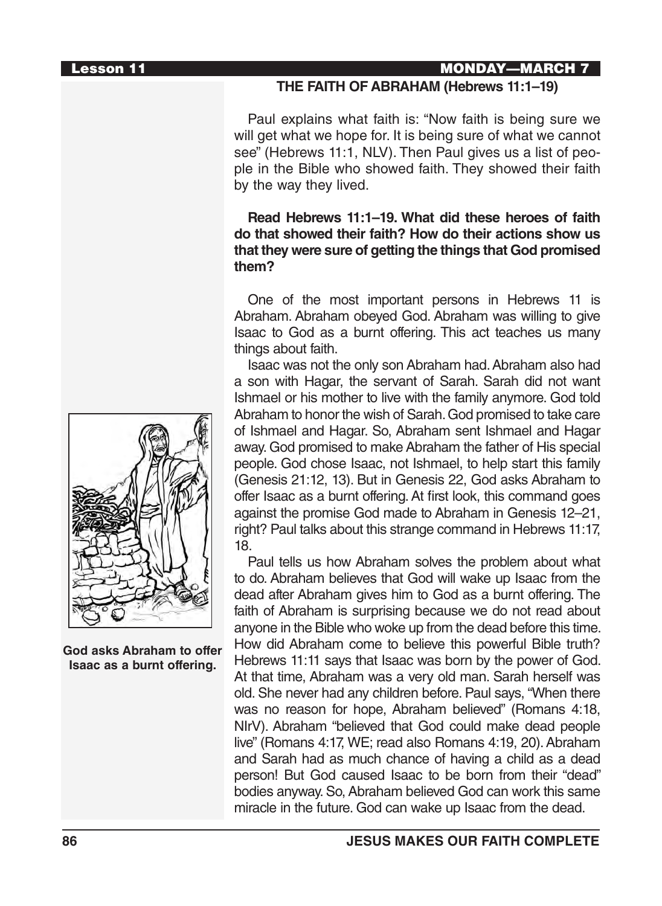## THE FAITH OF ABRAHAM (Hebrews 11:1–19)

Paul explains what faith is: "Now faith is being sure we will get what we hope for. It is being sure of what we cannot see" (Hebrews 11:1, NLV). Then Paul gives us a list of people in the Bible who showed faith. They showed their faith by the way they lived.

**Read Hebrews 11:1–19. What did these heroes of faith do that showed their faith? How do their actions show us that they were sure of getting the things that God promised them?**

One of the most important persons in Hebrews 11 is Abraham. Abraham obeyed God. Abraham was willing to give Isaac to God as a burnt offering. This act teaches us many things about faith.

Isaac was not the only son Abraham had. Abraham also had a son with Hagar, the servant of Sarah. Sarah did not want Ishmael or his mother to live with the family anymore. God told Abraham to honor the wish of Sarah. God promised to take care of Ishmael and Hagar. So, Abraham sent Ishmael and Hagar away. God promised to make Abraham the father of His special people. God chose Isaac, not Ishmael, to help start this family (Genesis 21:12, 13). But in Genesis 22, God asks Abraham to offer Isaac as a burnt offering. At first look, this command goes against the promise God made to Abraham in Genesis 12–21, right? Paul talks about this strange command in Hebrews 11:17, 18.

Paul tells us how Abraham solves the problem about what to do. Abraham believes that God will wake up Isaac from the dead after Abraham gives him to God as a burnt offering. The faith of Abraham is surprising because we do not read about anyone in the Bible who woke up from the dead before this time. How did Abraham come to believe this powerful Bible truth? Hebrews 11:11 says that Isaac was born by the power of God. At that time, Abraham was a very old man. Sarah herself was old. She never had any children before. Paul says, "When there was no reason for hope, Abraham believed" (Romans 4:18, NIrV). Abraham "believed that God could make dead people live" (Romans 4:17, WE; read also Romans 4:19, 20). Abraham and Sarah had as much chance of having a child as a dead person! But God caused Isaac to be born from their "dead" bodies anyway. So, Abraham believed God can work this same miracle in the future. God can wake up Isaac from the dead.

**God asks Abraham to offer Isaac as a burnt offering.**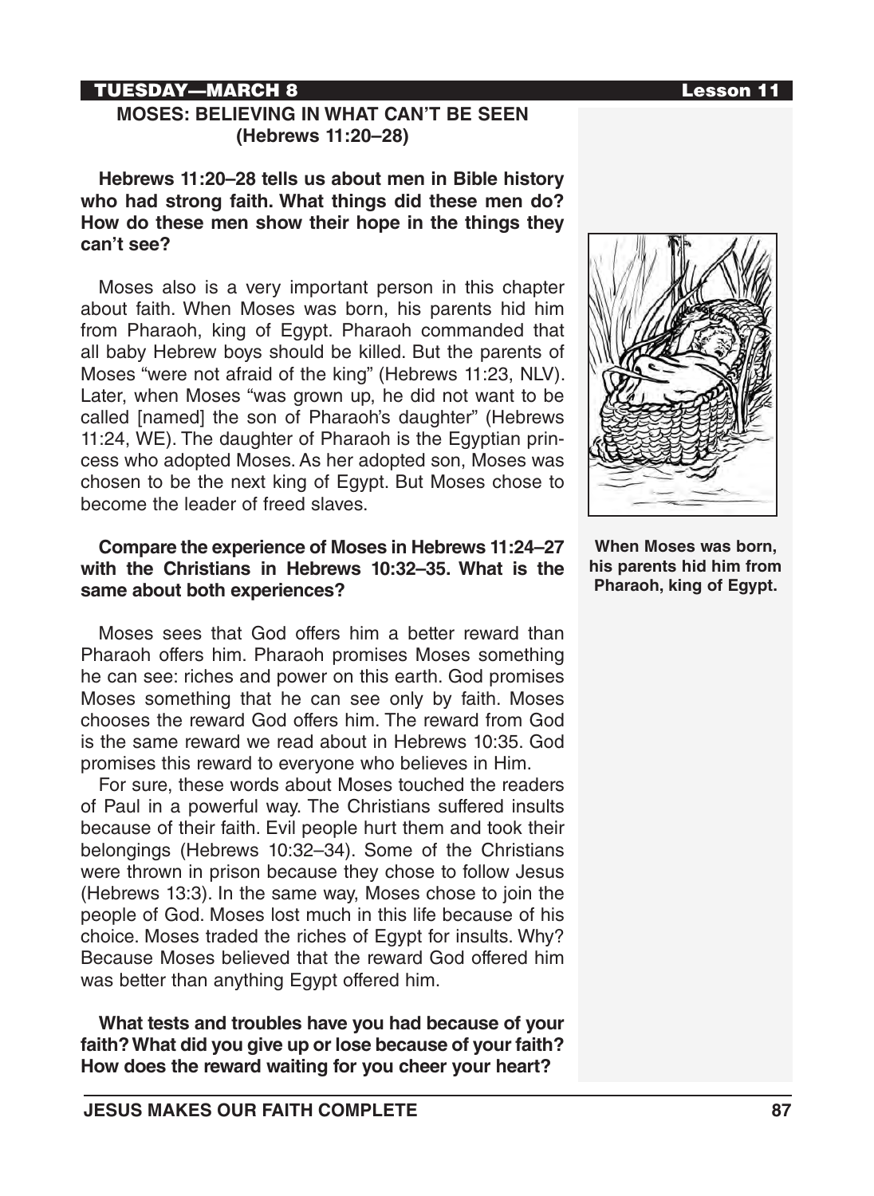## MOSES: BELIEVING IN WHAT CAN'T BE SEEN (Hebrews 11:20–28)

**Hebrews 11:20–28 tells us about men in Bible history who had strong faith. What things did these men do? How do these men show their hope in the things they can't see?**

Moses also is a very important person in this chapter about faith. When Moses was born, his parents hid him from Pharaoh, king of Egypt. Pharaoh commanded that all baby Hebrew boys should be killed. But the parents of Moses "were not afraid of the king" (Hebrews 11:23, NLV). Later, when Moses "was grown up, he did not want to be called [named] the son of Pharaoh's daughter" (Hebrews 11:24, WE). The daughter of Pharaoh is the Egyptian princess who adopted Moses. As her adopted son, Moses was chosen to be the next king of Egypt. But Moses chose to become the leader of freed slaves.

**When Moses was born, his parents hid him from Pharaoh, king of Egypt.**

**Compare the experience of Moses in Hebrews 11:24–27 with the Christians in Hebrews 10:32–35. What is the same about both experiences?**

Moses sees that God offers him a better reward than Pharaoh offers him. Pharaoh promises Moses something he can see: riches and power on this earth. God promises Moses something that he can see only by faith. Moses chooses the reward God offers him. The reward from God is the same reward we read about in Hebrews 10:35. God promises this reward to everyone who believes in Him.

For sure, these words about Moses touched the readers of Paul in a powerful way. The Christians suffered insults because of their faith. Evil people hurt them and took their belongings (Hebrews 10:32–34). Some of the Christians were thrown in prison because they chose to follow Jesus (Hebrews 13:3). In the same way, Moses chose to join the people of God. Moses lost much in this life because of his choice. Moses traded the riches of Egypt for insults. Why? Because Moses believed that the reward God offered him was better than anything Egypt offered him.

**What tests and troubles have you had because of your faith? What did you give up or lose because of your faith? How does the reward waiting for you cheer your heart?**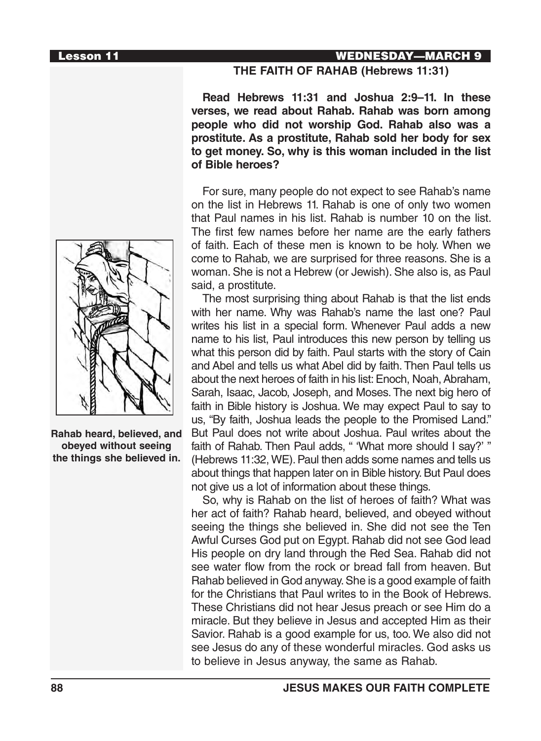## THE FAITH OF RAHAB (Hebrews 11:31)

**Read Hebrews 11:31 and Joshua 2:9–11. In these verses, we read about Rahab. Rahab was born among people who did not worship God. Rahab also was a prostitute. As a prostitute, Rahab sold her body for sex to get money. So, why is this woman included in the list of Bible heroes?**

For sure, many people do not expect to see Rahab's name on the list in Hebrews 11. Rahab is one of only two women that Paul names in his list. Rahab is number 10 on the list. The first few names before her name are the early fathers of faith. Each of these men is known to be holy. When we come to Rahab, we are surprised for three reasons. She is a woman. She is not a Hebrew (or Jewish). She also is, as Paul said, a prostitute.

The most surprising thing about Rahab is that the list ends with her name. Why was Rahab's name the last one? Paul writes his list in a special form. Whenever Paul adds a new name to his list, Paul introduces this new person by telling us what this person did by faith. Paul starts with the story of Cain and Abel and tells us what Abel did by faith. Then Paul tells us about the next heroes of faith in his list: Enoch, Noah, Abraham, Sarah, Isaac, Jacob, Joseph, and Moses. The next big hero of faith in Bible history is Joshua. We may expect Paul to say to us, "By faith, Joshua leads the people to the Promised Land." But Paul does not write about Joshua. Paul writes about the faith of Rahab. Then Paul adds, " 'What more should I say?' " (Hebrews 11:32, WE). Paul then adds some names and tells us about things that happen later on in Bible history. But Paul does not give us a lot of information about these things.

So, why is Rahab on the list of heroes of faith? What was her act of faith? Rahab heard, believed, and obeyed without seeing the things she believed in. She did not see the Ten Awful Curses God put on Egypt. Rahab did not see God lead His people on dry land through the Red Sea. Rahab did not see water flow from the rock or bread fall from heaven. But Rahab believed in God anyway. She is a good example of faith for the Christians that Paul writes to in the Book of Hebrews. These Christians did not hear Jesus preach or see Him do a miracle. But they believe in Jesus and accepted Him as their Savior. Rahab is a good example for us, too. We also did not see Jesus do any of these wonderful miracles. God asks us to believe in Jesus anyway, the same as Rahab.

**Rahab heard, believed, and obeyed without seeing the things she believed in.**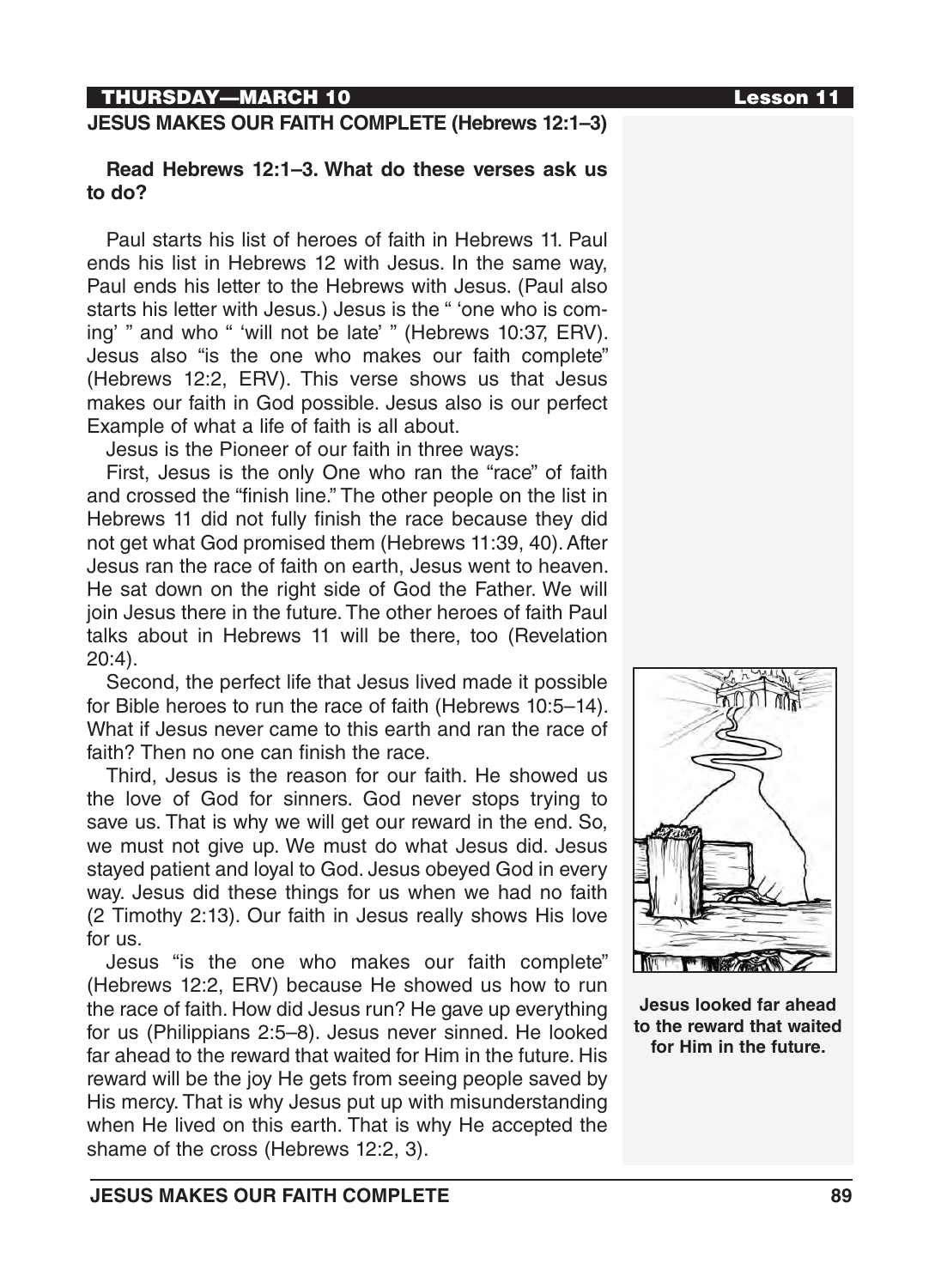THURSDAY—MARCH 10 Lesson 11

## JESUS MAKES OUR FAITH COMPLETE (Hebrews 12:1–3)

**Read Hebrews 12:1–3. What do these verses ask us to do?**

Paul starts his list of heroes of faith in Hebrews 11. Paul ends his list in Hebrews 12 with Jesus. In the same way, Paul ends his letter to the Hebrews with Jesus. (Paul also starts his letter with Jesus.) Jesus is the " 'one who is coming' " and who " 'will not be late' " (Hebrews 10:37, ERV). Jesus also "is the one who makes our faith complete" (Hebrews 12:2, ERV). This verse shows us that Jesus makes our faith in God possible. Jesus also is our perfect Example of what a life of faith is all about.

Jesus is the Pioneer of our faith in three ways:

First, Jesus is the only One who ran the "race" of faith and crossed the "finish line." The other people on the list in Hebrews 11 did not fully finish the race because they did not get what God promised them (Hebrews 11:39, 40). After Jesus ran the race of faith on earth, Jesus went to heaven. He sat down on the right side of God the Father. We will join Jesus there in the future. The other heroes of faith Paul talks about in Hebrews 11 will be there, too (Revelation 20:4).

Second, the perfect life that Jesus lived made it possible for Bible heroes to run the race of faith (Hebrews 10:5–14). What if Jesus never came to this earth and ran the race of faith? Then no one can finish the race.

Third, Jesus is the reason for our faith. He showed us the love of God for sinners. God never stops trying to save us. That is why we will get our reward in the end. So, we must not give up. We must do what Jesus did. Jesus stayed patient and loyal to God. Jesus obeyed God in every way. Jesus did these things for us when we had no faith (2 Timothy 2:13). Our faith in Jesus really shows His love for us.

Jesus "is the one who makes our faith complete" (Hebrews 12:2, ERV) because He showed us how to run the race of faith. How did Jesus run? He gave up everything for us (Philippians 2:5–8). Jesus never sinned. He looked far ahead to the reward that waited for Him in the future. His reward will be the joy He gets from seeing people saved by His mercy. That is why Jesus put up with misunderstanding when He lived on this earth. That is why He accepted the shame of the cross (Hebrews 12:2, 3).

**Jesus looked far ahead to the reward that waited for Him in the future.**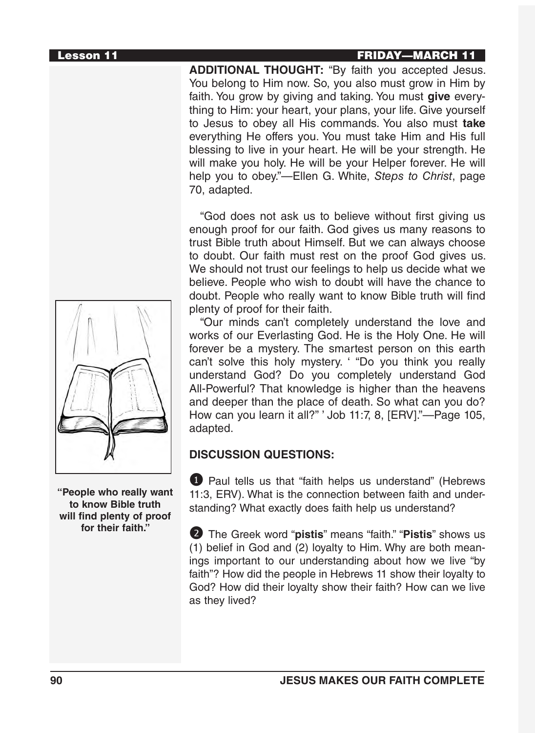**ADDITIONAL THOUGHT:** "By faith you accepted Jesus. You belong to Him now. So, you also must grow in Him by faith. You grow by giving and taking. You must **give** everything to Him: your heart, your plans, your life. Give yourself to Jesus to obey all His commands. You also must **take** everything He offers you. You must take Him and His full blessing to live in your heart. He will be your strength. He will make you holy. He will be your Helper forever. He will help you to obey."—Ellen G. White, *Steps to Christ*, page 70, adapted.

"God does not ask us to believe without first giving us enough proof for our faith. God gives us many reasons to trust Bible truth about Himself. But we can always choose to doubt. Our faith must rest on the proof God gives us. We should not trust our feelings to help us decide what we believe. People who wish to doubt will have the chance to doubt. People who really want to know Bible truth will find plenty of proof for their faith.

"Our minds can't completely understand the love and works of our Everlasting God. He is the Holy One. He will forever be a mystery. The smartest person on this earth can't solve this holy mystery. ' "Do you think you really understand God? Do you completely understand God All-Powerful? That knowledge is higher than the heavens and deeper than the place of death. So what can you do? How can you learn it all?" ' Job 11:7, 8, [ERV]."—Page 105, adapted.

**"People who really want to know Bible truth will find plenty of proof for their faith."**

**DISCUSSION QUESTIONS:**

1. Paul tells us that "faith helps us understand" (Hebrews 11:3, ERV). What is the connection between faith and understanding? What exactly does faith help us understand?

2. The Greek word "**pistis**" means "faith." "**Pistis**" shows us (1) belief in God and (2) loyalty to Him. Why are both meanings important to our understanding about how we live "by faith"? How did the people in Hebrews 11 show their loyalty to God? How did their loyalty show their faith? How can we live as they lived?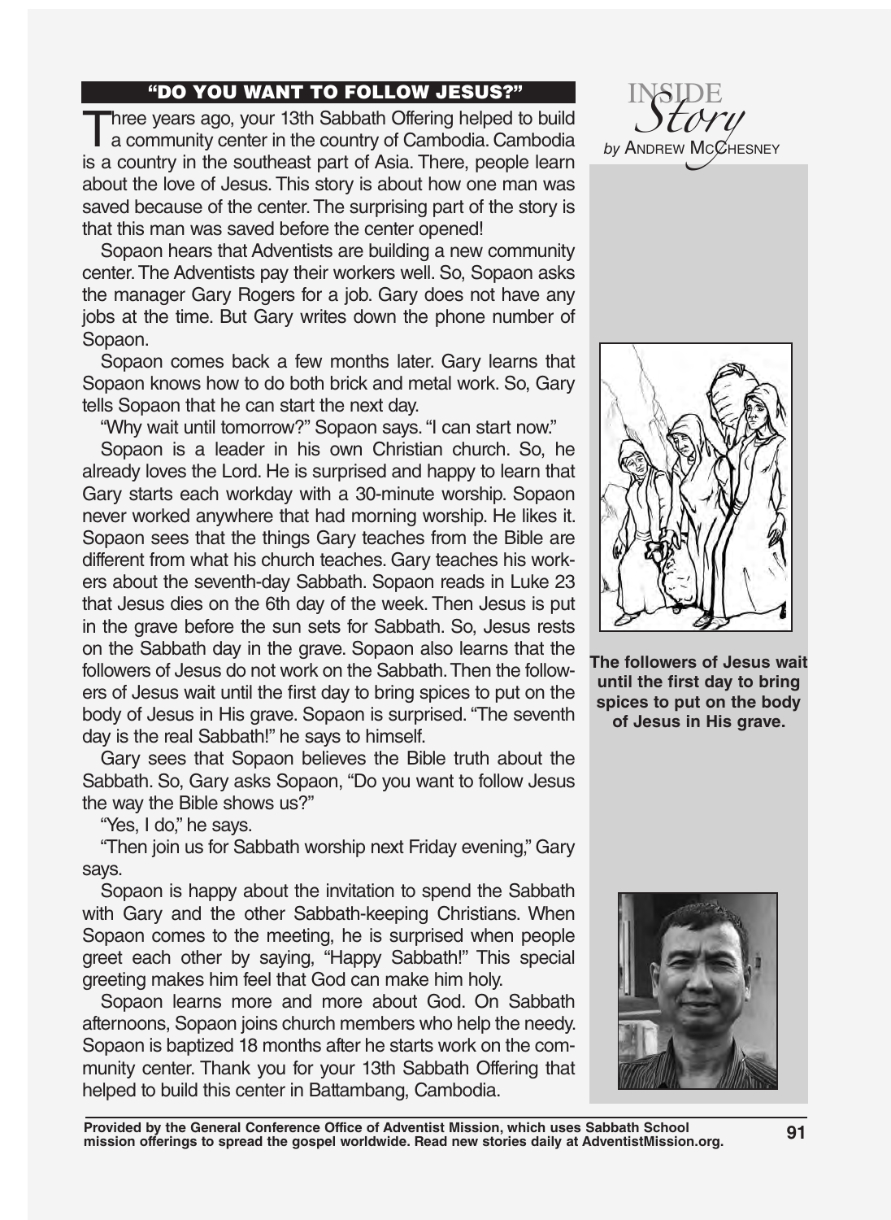## "DO YOU WANT TO FOLLOW JESUS?"

INSIDE *Story*
by Andrew McChesney

Three years ago, your 13th Sabbath Offering helped to build a community center in the country of Cambodia. Cambodia is a country in the southeast part of Asia. There, people learn about the love of Jesus. This story is about how one man was saved because of the center. The surprising part of the story is that this man was saved before the center opened!

Sopaon hears that Adventists are building a new community center. The Adventists pay their workers well. So, Sopaon asks the manager Gary Rogers for a job. Gary does not have any jobs at the time. But Gary writes down the phone number of Sopaon.

Sopaon comes back a few months later. Gary learns that Sopaon knows how to do both brick and metal work. So, Gary tells Sopaon that he can start the next day.

"Why wait until tomorrow?" Sopaon says. "I can start now."

Sopaon is a leader in his own Christian church. So, he already loves the Lord. He is surprised and happy to learn that Gary starts each workday with a 30-minute worship. Sopaon never worked anywhere that had morning worship. He likes it. Sopaon sees that the things Gary teaches from the Bible are different from what his church teaches. Gary teaches his workers about the seventh-day Sabbath. Sopaon reads in Luke 23 that Jesus dies on the 6th day of the week. Then Jesus is put in the grave before the sun sets for Sabbath. So, Jesus rests on the Sabbath day in the grave. Sopaon also learns that the followers of Jesus do not work on the Sabbath. Then the followers of Jesus wait until the first day to bring spices to put on the body of Jesus in His grave. Sopaon is surprised. "The seventh day is the real Sabbath!" he says to himself.

**The followers of Jesus wait until the first day to bring spices to put on the body of Jesus in His grave.**

Gary sees that Sopaon believes the Bible truth about the Sabbath. So, Gary asks Sopaon, "Do you want to follow Jesus the way the Bible shows us?"

"Yes, I do," he says.

"Then join us for Sabbath worship next Friday evening," Gary says.

Sopaon is happy about the invitation to spend the Sabbath with Gary and the other Sabbath-keeping Christians. When Sopaon comes to the meeting, he is surprised when people greet each other by saying, "Happy Sabbath!" This special greeting makes him feel that God can make him holy.

Sopaon learns more and more about God. On Sabbath afternoons, Sopaon joins church members who help the needy. Sopaon is baptized 18 months after he starts work on the community center. Thank you for your 13th Sabbath Offering that helped to build this center in Battambang, Cambodia.

**Provided by the General Conference Office of Adventist Mission, which uses Sabbath School mission offerings to spread the gospel worldwide. Read new stories daily at AdventistMission.org.**